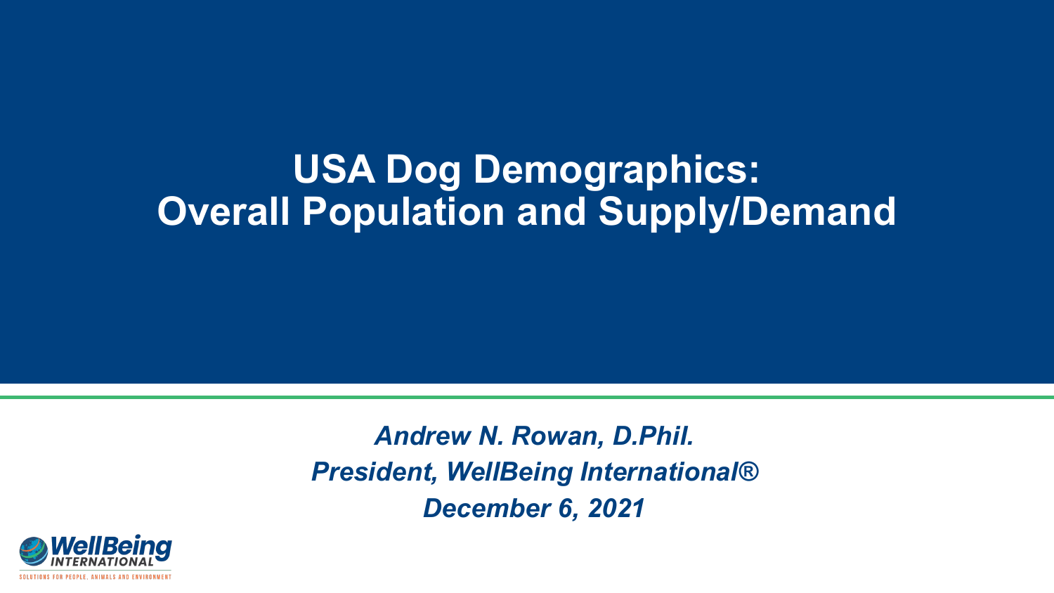# USA Dog Demographics: Overall Population and Supply/Demand

***Andrew N. Rowan, D.Phil.***

***President, WellBeing International®***

***December 6, 2021***

WellBeing INTERNATIONAL

SOLUTIONS FOR PEOPLE, ANIMALS AND ENVIRONMENT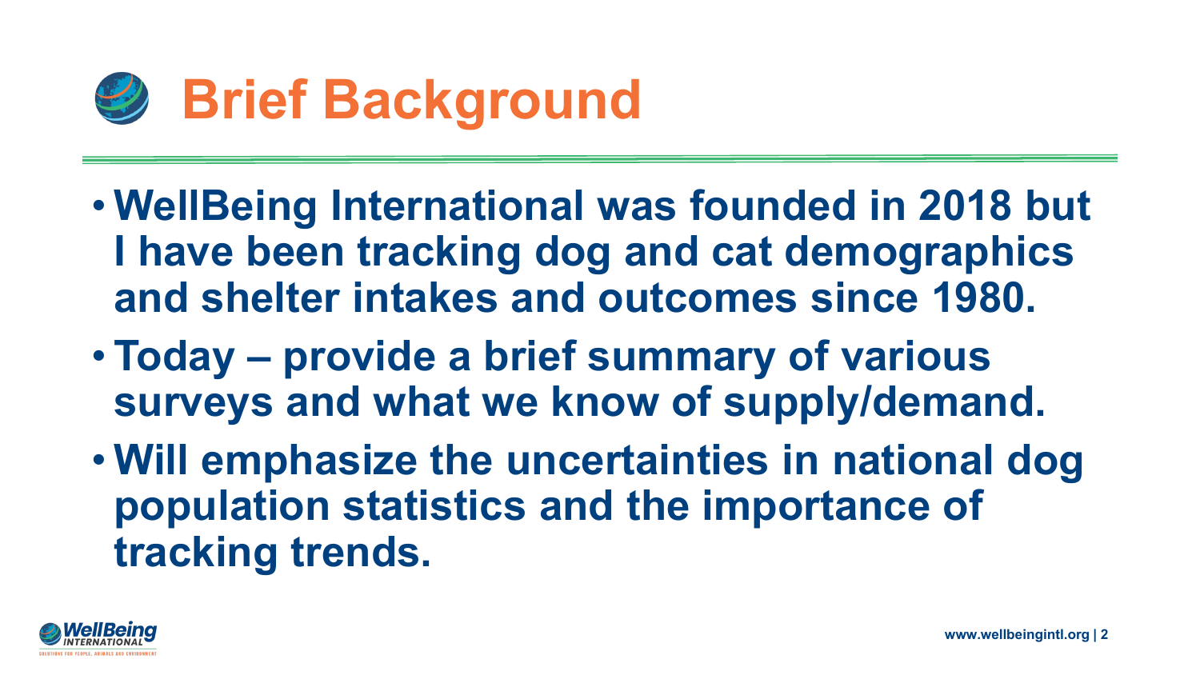# Brief Background

- **WellBeing International was founded in 2018 but I have been tracking dog and cat demographics and shelter intakes and outcomes since 1980.**
- **Today – provide a brief summary of various surveys and what we know of supply/demand.**
- **Will emphasize the uncertainties in national dog population statistics and the importance of tracking trends.**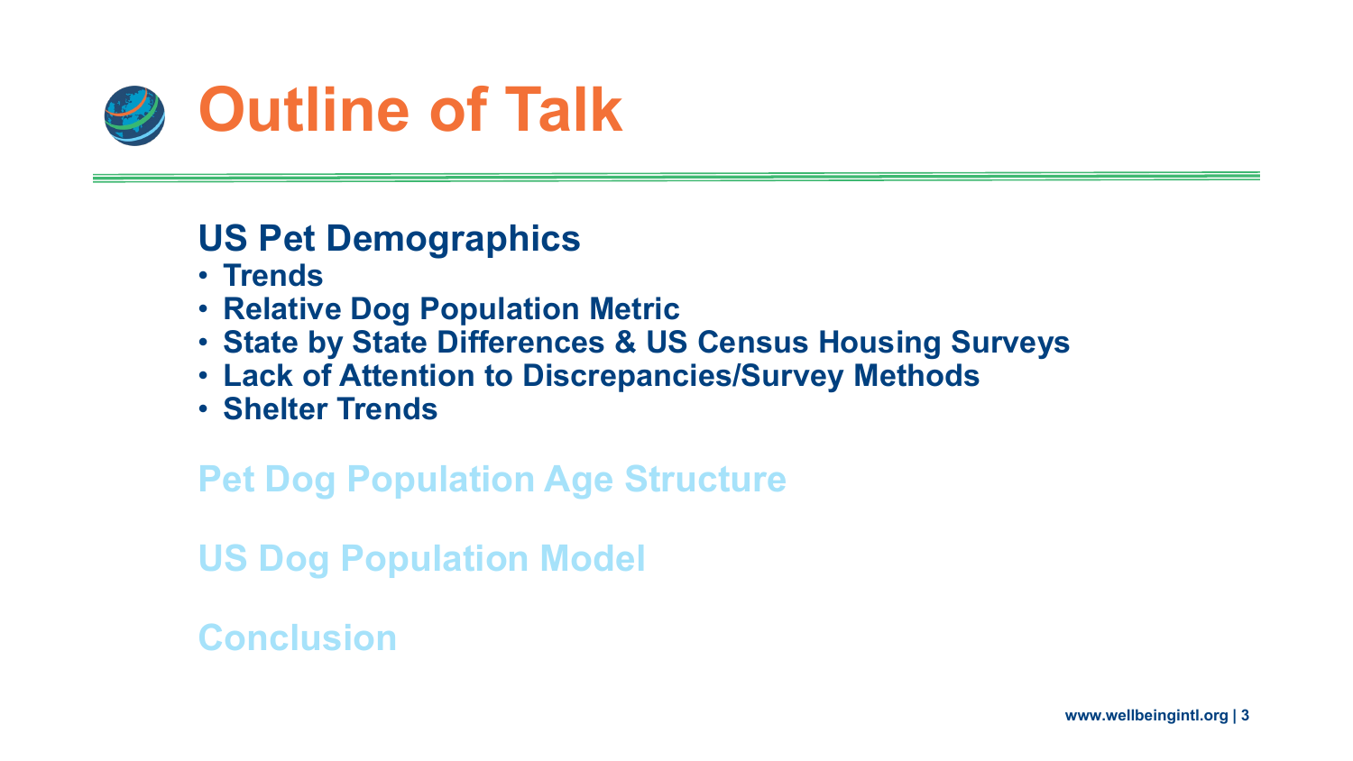# Outline of Talk

## US Pet Demographics

- Trends
- Relative Dog Population Metric
- State by State Differences & US Census Housing Surveys
- Lack of Attention to Discrepancies/Survey Methods
- Shelter Trends

## Pet Dog Population Age Structure

## US Dog Population Model

## Conclusion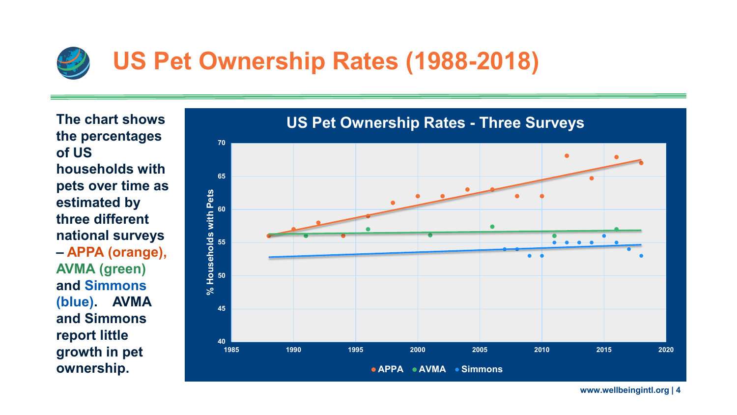# US Pet Ownership Rates (1988-2018)

**The chart shows the percentages of US households with pets over time as estimated by three different national surveys – APPA (orange), AVMA (green) and Simmons (blue). AVMA and Simmons report little growth in pet ownership.**

US Pet Ownership Rates - Three Surveys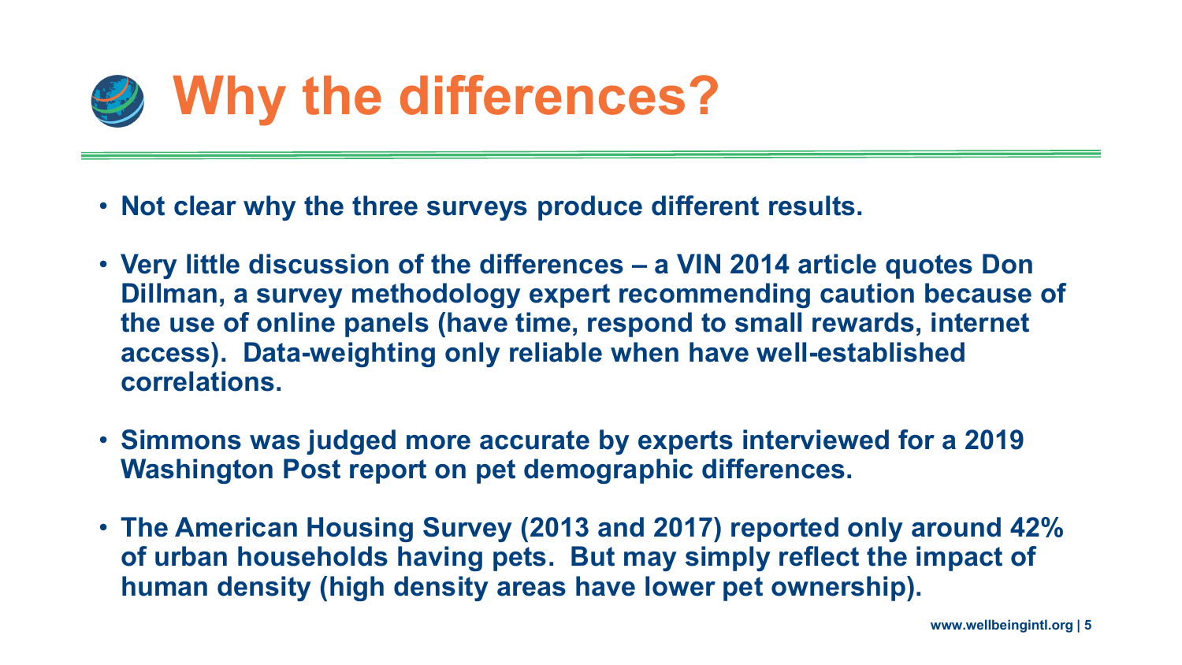# Why the differences?

- **Not clear why the three surveys produce different results.**
- **Very little discussion of the differences – a VIN 2014 article quotes Don Dillman, a survey methodology expert recommending caution because of the use of online panels (have time, respond to small rewards, internet access). Data-weighting only reliable when have well-established correlations.**
- **Simmons was judged more accurate by experts interviewed for a 2019 Washington Post report on pet demographic differences.**
- **The American Housing Survey (2013 and 2017) reported only around 42% of urban households having pets. But may simply reflect the impact of human density (high density areas have lower pet ownership).**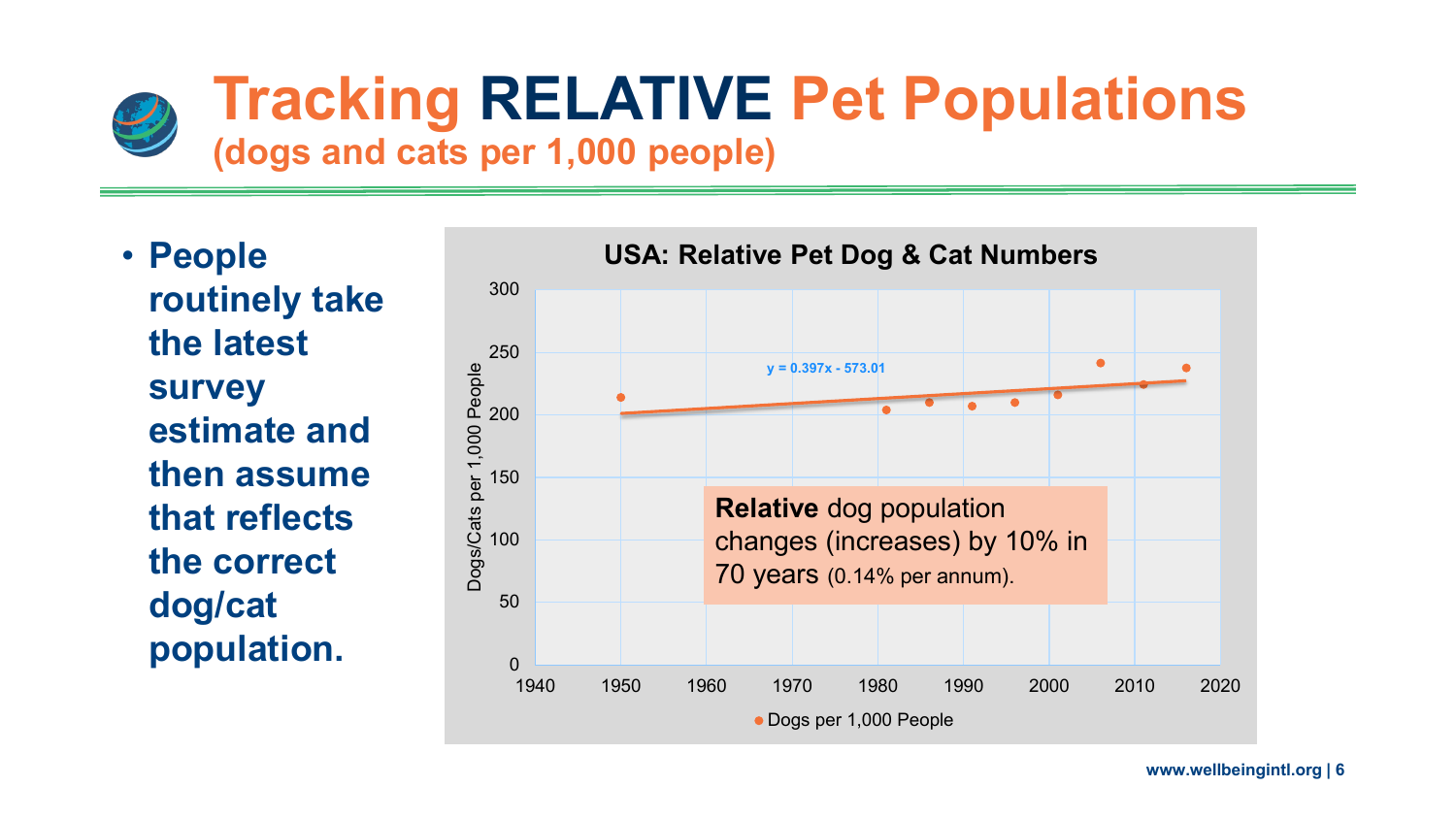# Tracking RELATIVE Pet Populations

**(dogs and cats per 1,000 people)**

- **People routinely take the latest survey estimate and then assume that reflects the correct dog/cat population.**

**USA: Relative Pet Dog & Cat Numbers**

$y = 0.397x - 573.01$

**Relative** dog population changes (increases) by 10% in 70 years (0.14% per annum).

Dogs per 1,000 People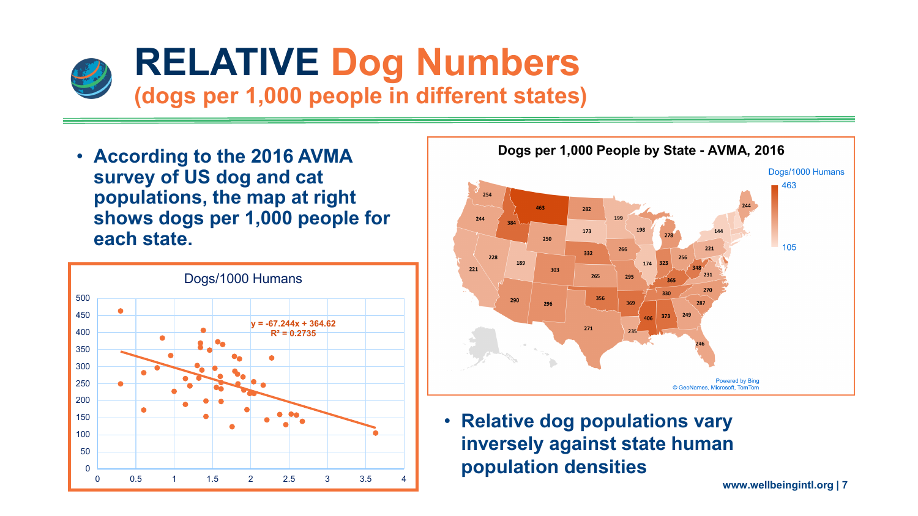# RELATIVE Dog Numbers

## (dogs per 1,000 people in different states)

- **According to the 2016 AVMA survey of US dog and cat populations, the map at right shows dogs per 1,000 people for each state.**

Dogs/1000 Humans

$y = -67.244x + 364.62$

$R^2 = 0.2735$

Dogs per 1,000 People by State - AVMA, 2016

- **Relative dog populations vary inversely against state human population densities**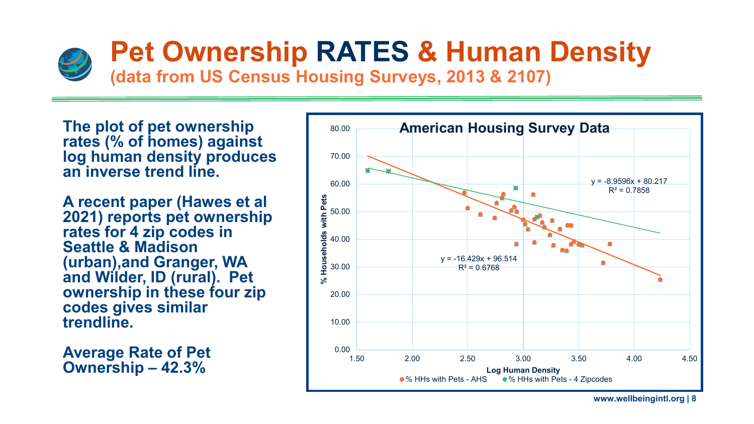# Pet Ownership RATES & Human Density

## (data from US Census Housing Surveys, 2013 & 2107)

**The plot of pet ownership rates (% of homes) against log human density produces an inverse trend line.**

**A recent paper (Hawes et al 2021) reports pet ownership rates for 4 zip codes in Seattle & Madison (urban),and Granger, WA and Wilder, ID (rural). Pet ownership in these four zip codes gives similar trendline.**

**Average Rate of Pet Ownership – 42.3%**

**American Housing Survey Data**

$y = -8.9596x + 80.217$
$R^2 = 0.7858$

$y = -16.429x + 96.514$
$R^2 = 0.6768$

% Households with Pets

Log Human Density

% HHs with Pets - AHS | % HHs with Pets - 4 Zipcodes

www.wellbeingintl.org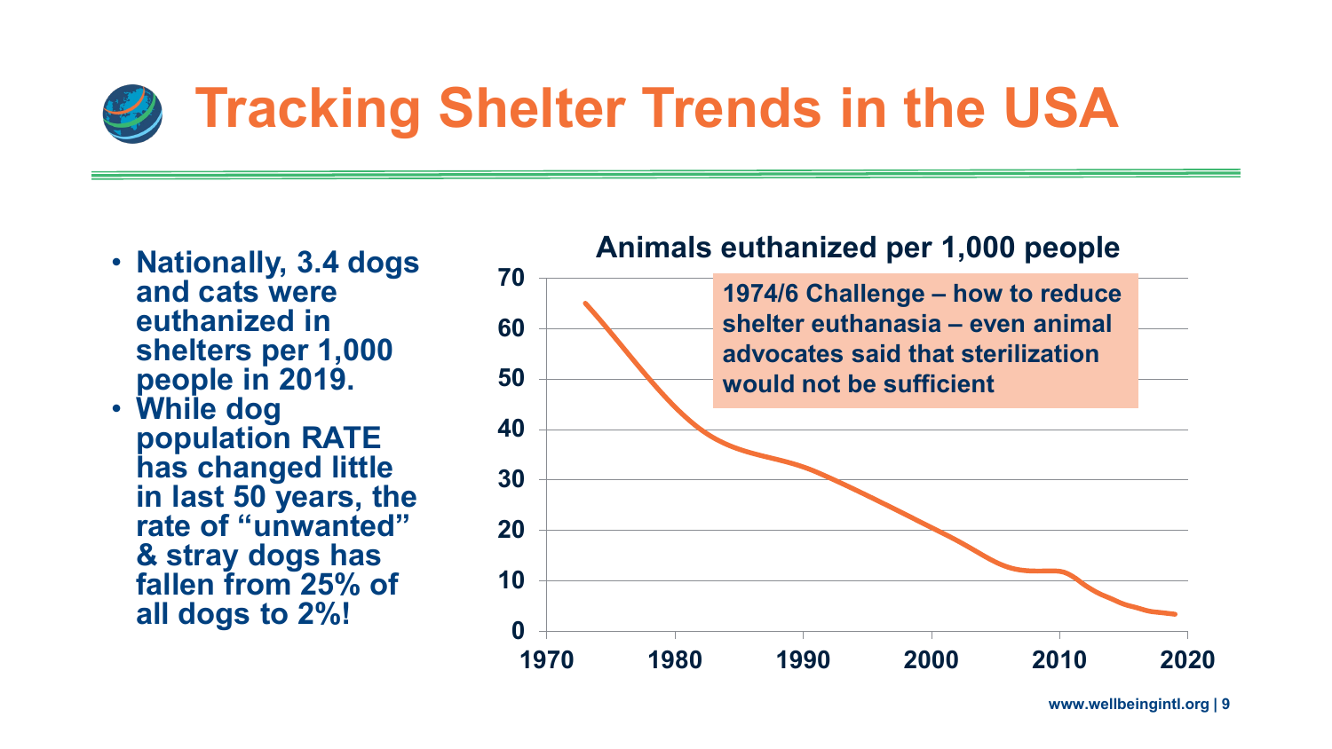# Tracking Shelter Trends in the USA

- Nationally, 3.4 dogs and cats were euthanized in shelters per 1,000 people in 2019.
- While dog population RATE has changed little in last 50 years, the rate of "unwanted" & stray dogs has fallen from 25% of all dogs to 2%!

**Animals euthanized per 1,000 people**

1974/6 Challenge – how to reduce shelter euthanasia – even animal advocates said that sterilization would not be sufficient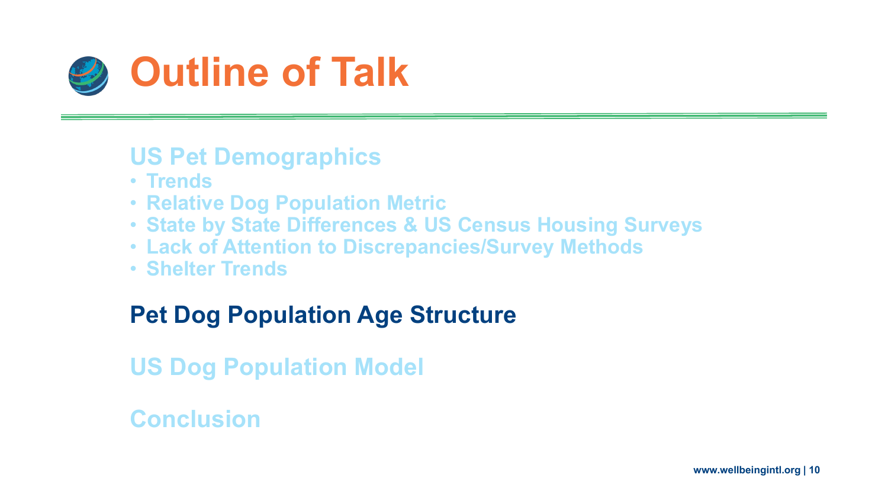# Outline of Talk

## US Pet Demographics

- Trends
- Relative Dog Population Metric
- State by State Differences & US Census Housing Surveys
- Lack of Attention to Discrepancies/Survey Methods
- Shelter Trends

## **Pet Dog Population Age Structure**

## US Dog Population Model

## Conclusion

www.wellbeingintl.org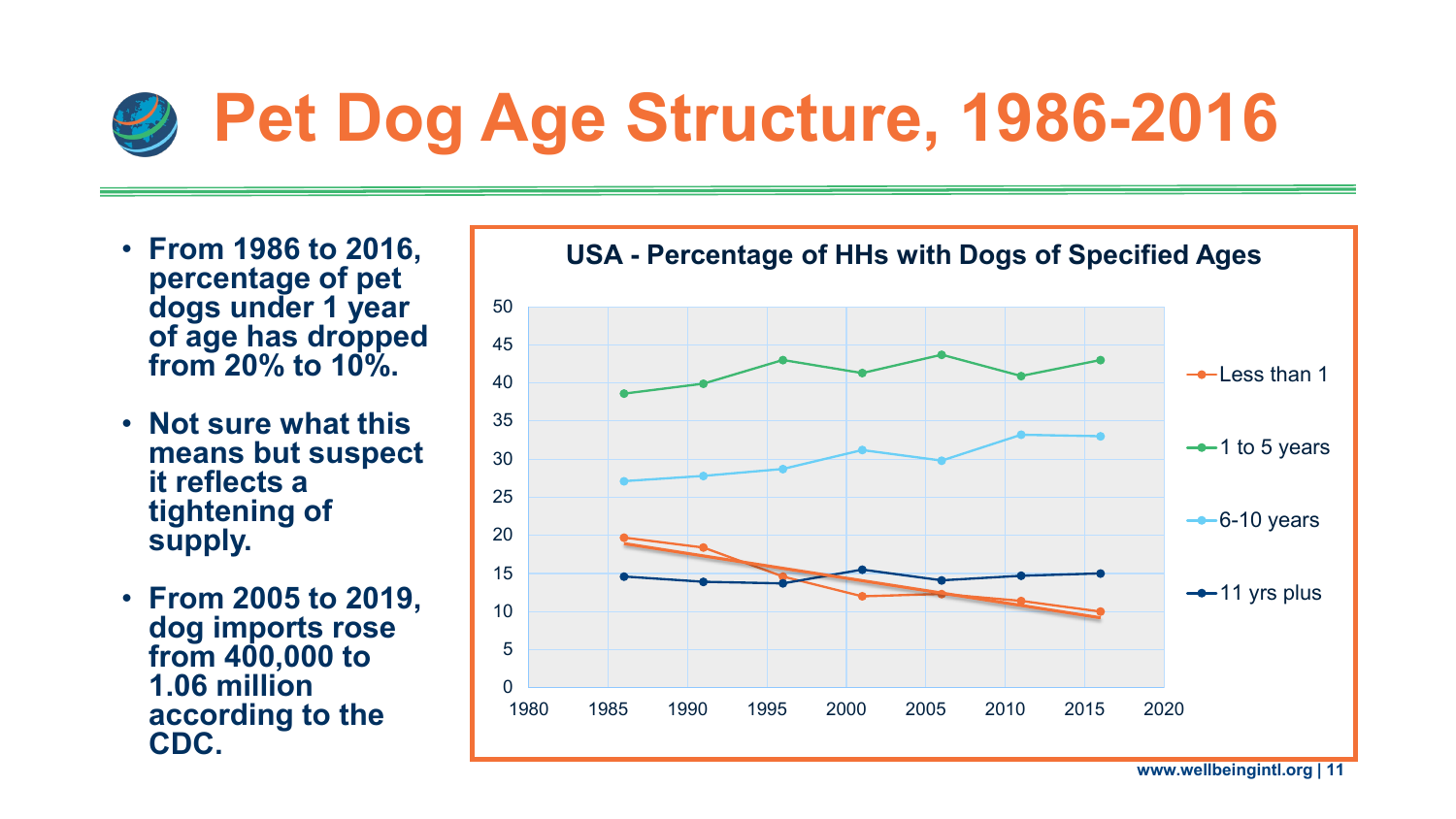# Pet Dog Age Structure, 1986-2016

- **From 1986 to 2016, percentage of pet dogs under 1 year of age has dropped from 20% to 10%.**
- **Not sure what this means but suspect it reflects a tightening of supply.**
- **From 2005 to 2019, dog imports rose from 400,000 to 1.06 million according to the CDC.**

**USA - Percentage of HHs with Dogs of Specified Ages**

Legend: Less than 1; 1 to 5 years; 6-10 years; 11 yrs plus

Y-axis: 0, 5, 10, 15, 20, 25, 30, 35, 40, 45, 50

X-axis: 1980, 1985, 1990, 1995, 2000, 2005, 2010, 2015, 2020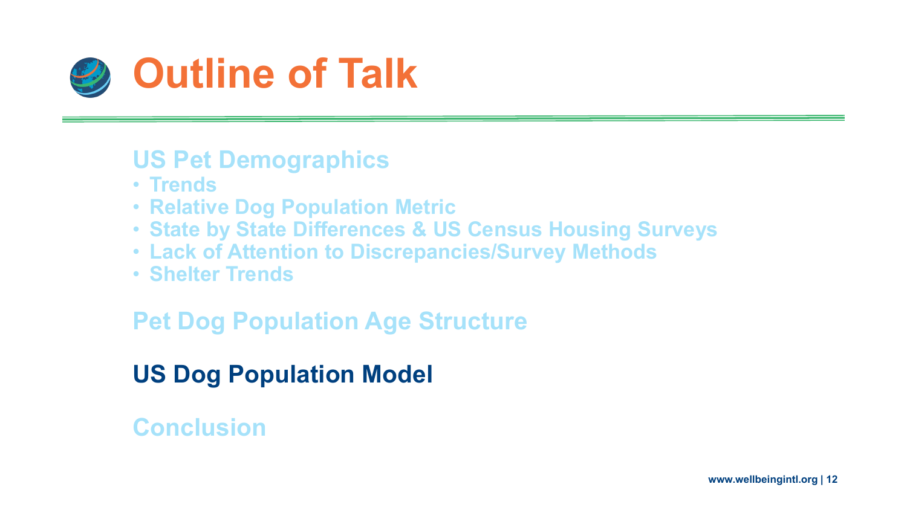# Outline of Talk

## US Pet Demographics

- Trends
- Relative Dog Population Metric
- State by State Differences & US Census Housing Surveys
- Lack of Attention to Discrepancies/Survey Methods
- Shelter Trends

## Pet Dog Population Age Structure

## US Dog Population Model

## Conclusion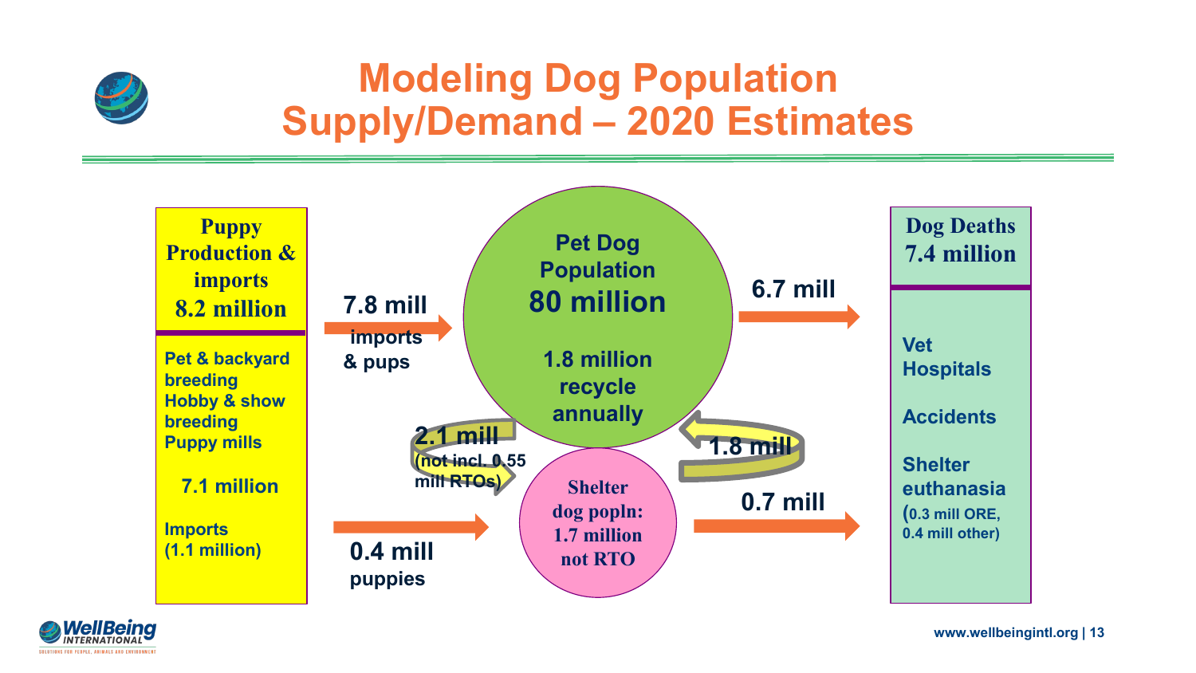# Modeling Dog Population Supply/Demand – 2020 Estimates

**Puppy Production & imports 8.2 million**

- Pet & backyard breeding
- Hobby & show breeding
- Puppy mills

7.1 million

Imports (1.1 million)

**7.8 mill** imports & pups

**0.4 mill** puppies

**Pet Dog Population 80 million**

1.8 million recycle annually

**2.1 mill** (not incl. 0.55 mill RTOs)

**1.8 mill**

**Shelter dog popln: 1.7 million not RTO**

**6.7 mill**

**0.7 mill**

**Dog Deaths 7.4 million**

- Vet Hospitals
- Accidents
- Shelter euthanasia (0.3 mill ORE, 0.4 mill other)

www.wellbeingintl.org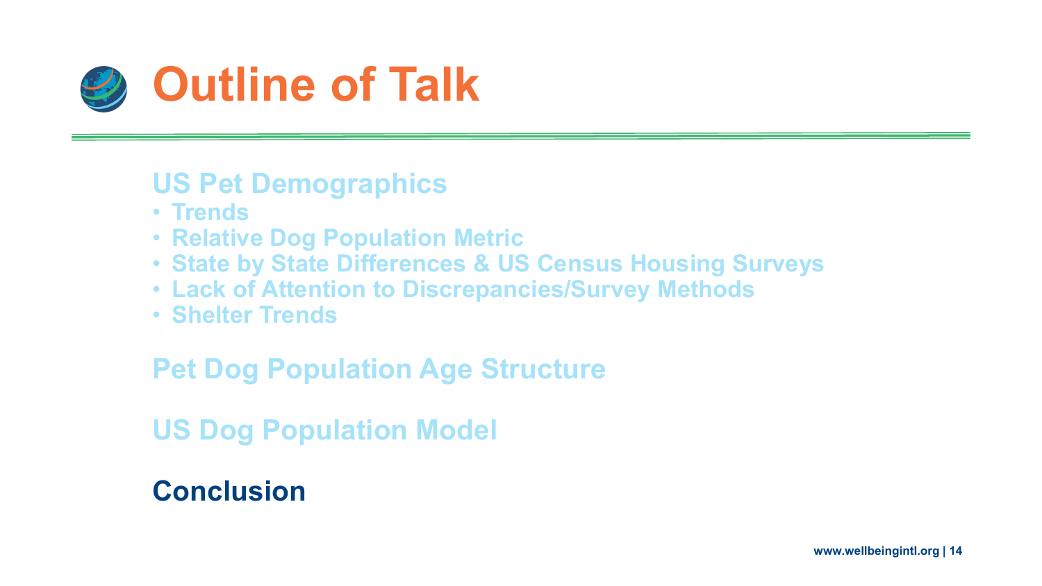# Outline of Talk

**US Pet Demographics**

- **Trends**
- **Relative Dog Population Metric**
- **State by State Differences & US Census Housing Surveys**
- **Lack of Attention to Discrepancies/Survey Methods**
- **Shelter Trends**

**Pet Dog Population Age Structure**

**US Dog Population Model**

**Conclusion**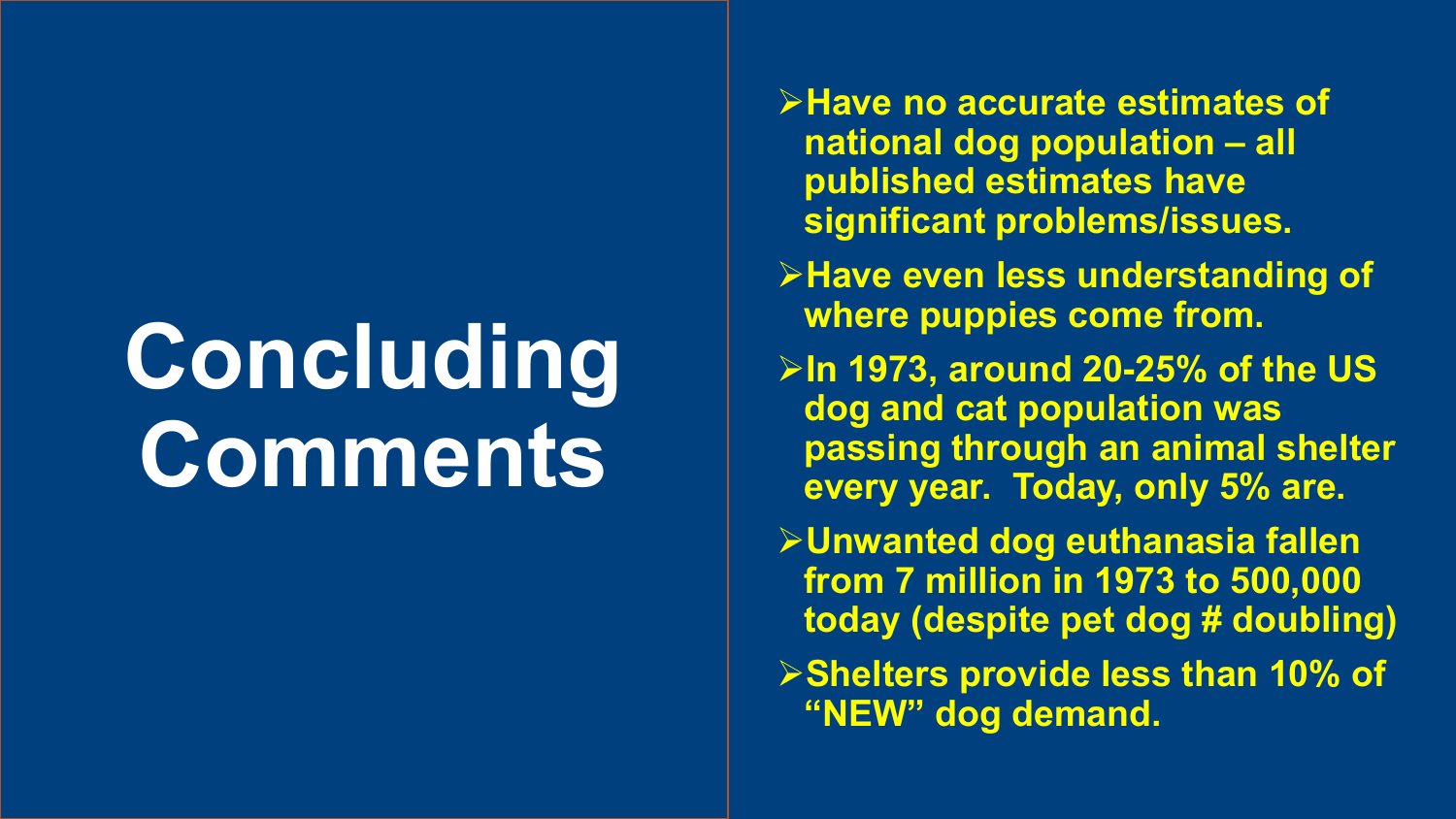# Concluding Comments

- **Have no accurate estimates of national dog population – all published estimates have significant problems/issues.**
- **Have even less understanding of where puppies come from.**
- **In 1973, around 20-25% of the US dog and cat population was passing through an animal shelter every year. Today, only 5% are.**
- **Unwanted dog euthanasia fallen from 7 million in 1973 to 500,000 today (despite pet dog # doubling)**
- **Shelters provide less than 10% of "NEW" dog demand.**